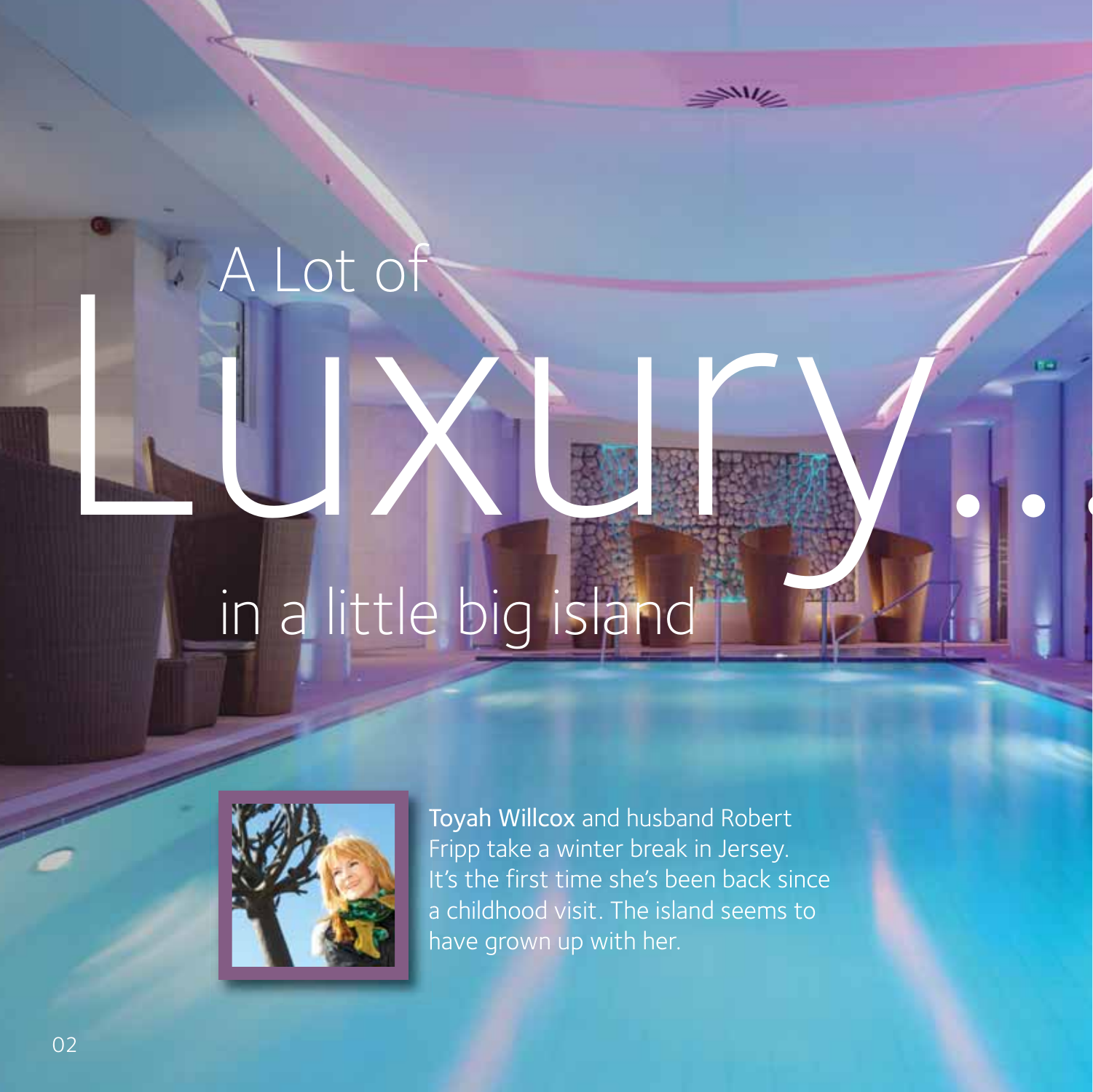# A Lot of Luxury... in a little big island

**Toyah Willcox** and husband Robert Fripp take a winter break in Jersey. It's the first time she's been back since a childhood visit. The island seems to have grown up with her.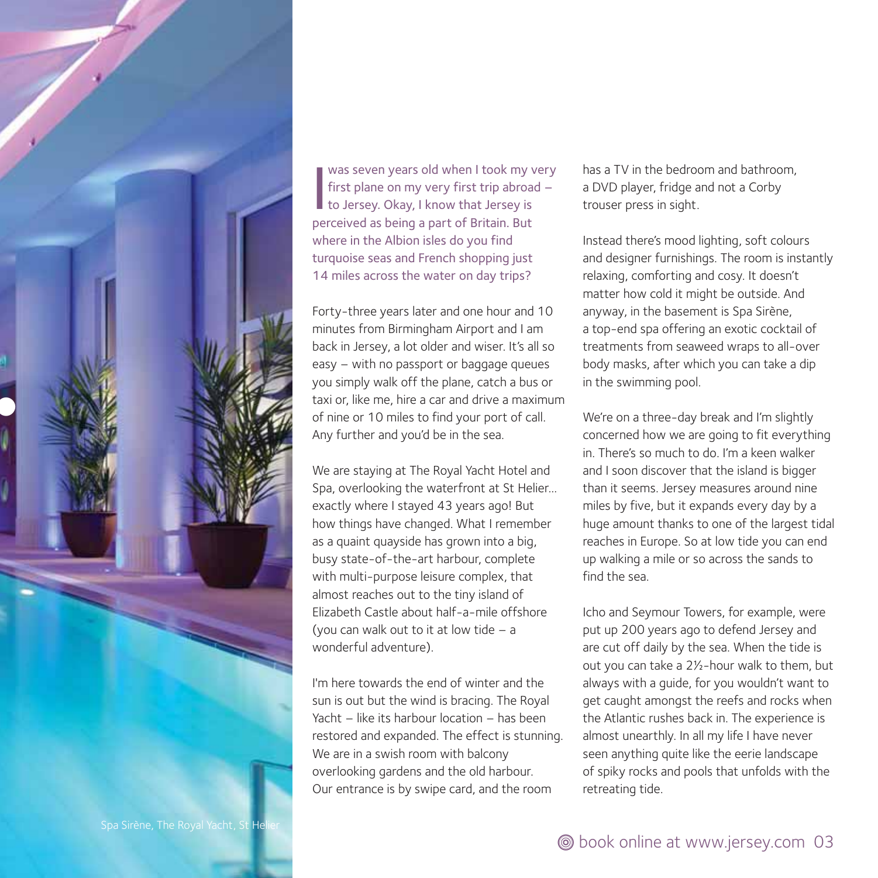I was seven years old when I took my very first plane on my very first trip abroad – to Jersey. Okay, I know that Jersey is perceived as being a part of Britain. But where in the Albion isles do you find turquoise seas and French shopping just 14 miles across the water on day trips?

Forty-three years later and one hour and 10 minutes from Birmingham Airport and I am back in Jersey, a lot older and wiser. It's all so easy – with no passport or baggage queues you simply walk off the plane, catch a bus or taxi or, like me, hire a car and drive a maximum of nine or 10 miles to find your port of call. Any further and you'd be in the sea.

We are staying at The Royal Yacht Hotel and Spa, overlooking the waterfront at St Helier... exactly where I stayed 43 years ago! But how things have changed. What I remember as a quaint quayside has grown into a big, busy state-of-the-art harbour, complete with multi-purpose leisure complex, that almost reaches out to the tiny island of Elizabeth Castle about half-a-mile offshore (you can walk out to it at low tide – a wonderful adventure).

I'm here towards the end of winter and the sun is out but the wind is bracing. The Royal Yacht – like its harbour location – has been restored and expanded. The effect is stunning. We are in a swish room with balcony overlooking gardens and the old harbour. Our entrance is by swipe card, and the room has a TV in the bedroom and bathroom, a DVD player, fridge and not a Corby trouser press in sight.

Instead there's mood lighting, soft colours and designer furnishings. The room is instantly relaxing, comforting and cosy. It doesn't matter how cold it might be outside. And anyway, in the basement is Spa Sirène, a top-end spa offering an exotic cocktail of treatments from seaweed wraps to all-over body masks, after which you can take a dip in the swimming pool.

We're on a three-day break and I'm slightly concerned how we are going to fit everything in. There's so much to do. I'm a keen walker and I soon discover that the island is bigger than it seems. Jersey measures around nine miles by five, but it expands every day by a huge amount thanks to one of the largest tidal reaches in Europe. So at low tide you can end up walking a mile or so across the sands to find the sea.

Icho and Seymour Towers, for example, were put up 200 years ago to defend Jersey and are cut off daily by the sea. When the tide is out you can take a 2½-hour walk to them, but always with a guide, for you wouldn't want to get caught amongst the reefs and rocks when the Atlantic rushes back in. The experience is almost unearthly. In all my life I have never seen anything quite like the eerie landscape of spiky rocks and pools that unfolds with the retreating tide.

Spa Sirène, The Royal Yacht, St Helier

book online at www.jersey.com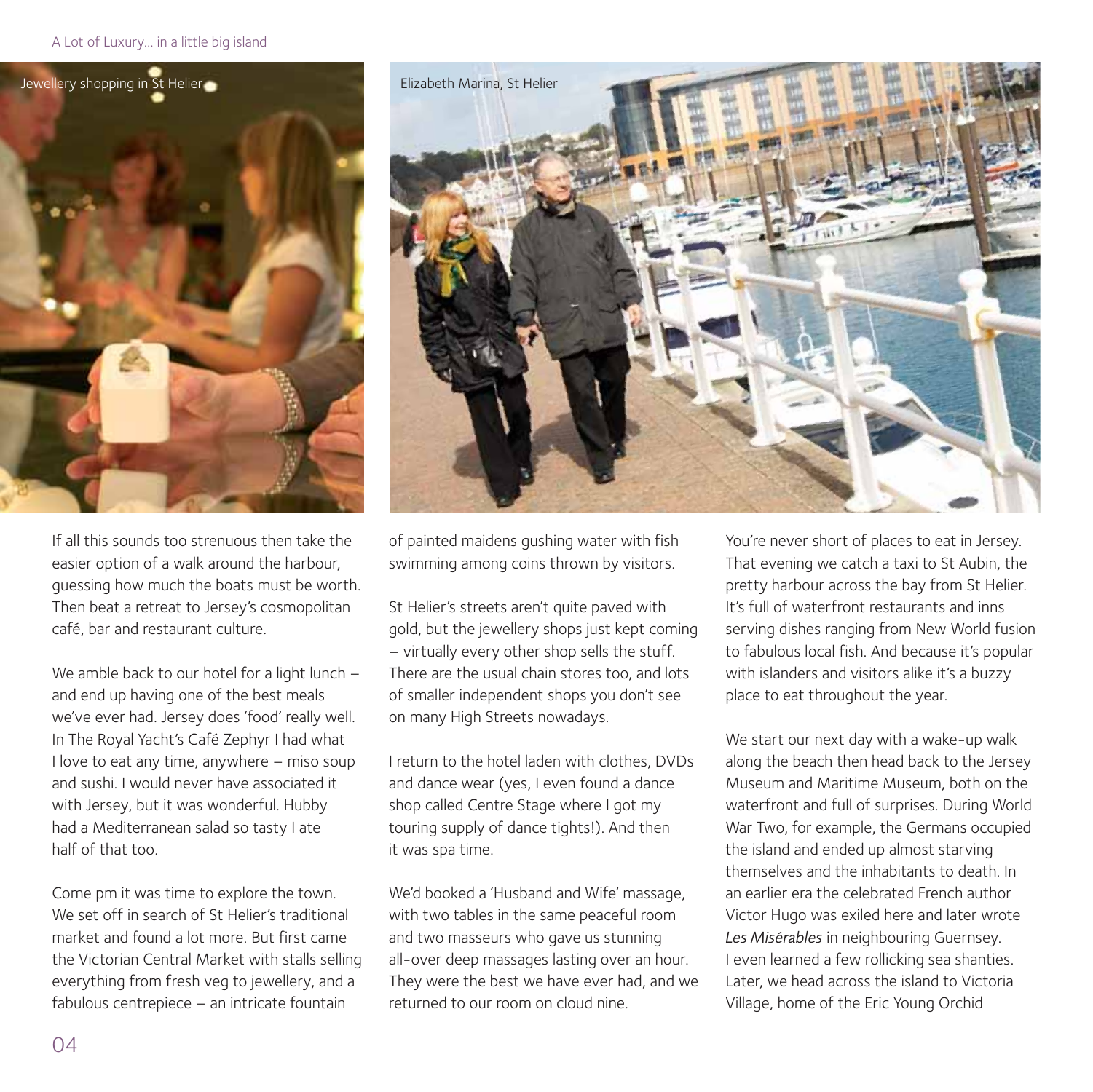Jewellery shopping in St Helier

Elizabeth Marina, St Helier

If all this sounds too strenuous then take the easier option of a walk around the harbour, guessing how much the boats must be worth. Then beat a retreat to Jersey's cosmopolitan café, bar and restaurant culture.

We amble back to our hotel for a light lunch – and end up having one of the best meals we've ever had. Jersey does 'food' really well. In The Royal Yacht's Café Zephyr I had what I love to eat any time, anywhere – miso soup and sushi. I would never have associated it with Jersey, but it was wonderful. Hubby had a Mediterranean salad so tasty I ate half of that too.

Come pm it was time to explore the town. We set off in search of St Helier's traditional market and found a lot more. But first came the Victorian Central Market with stalls selling everything from fresh veg to jewellery, and a fabulous centrepiece – an intricate fountain of painted maidens gushing water with fish swimming among coins thrown by visitors.

St Helier's streets aren't quite paved with gold, but the jewellery shops just kept coming – virtually every other shop sells the stuff. There are the usual chain stores too, and lots of smaller independent shops you don't see on many High Streets nowadays.

I return to the hotel laden with clothes, DVDs and dance wear (yes, I even found a dance shop called Centre Stage where I got my touring supply of dance tights!). And then it was spa time.

We'd booked a 'Husband and Wife' massage, with two tables in the same peaceful room and two masseurs who gave us stunning all-over deep massages lasting over an hour. They were the best we have ever had, and we returned to our room on cloud nine.

You're never short of places to eat in Jersey. That evening we catch a taxi to St Aubin, the pretty harbour across the bay from St Helier. It's full of waterfront restaurants and inns serving dishes ranging from New World fusion to fabulous local fish. And because it's popular with islanders and visitors alike it's a buzzy place to eat throughout the year.

We start our next day with a wake-up walk along the beach then head back to the Jersey Museum and Maritime Museum, both on the waterfront and full of surprises. During World War Two, for example, the Germans occupied the island and ended up almost starving themselves and the inhabitants to death. In an earlier era the celebrated French author Victor Hugo was exiled here and later wrote *Les Misérables* in neighbouring Guernsey. I even learned a few rollicking sea shanties. Later, we head across the island to Victoria Village, home of the Eric Young Orchid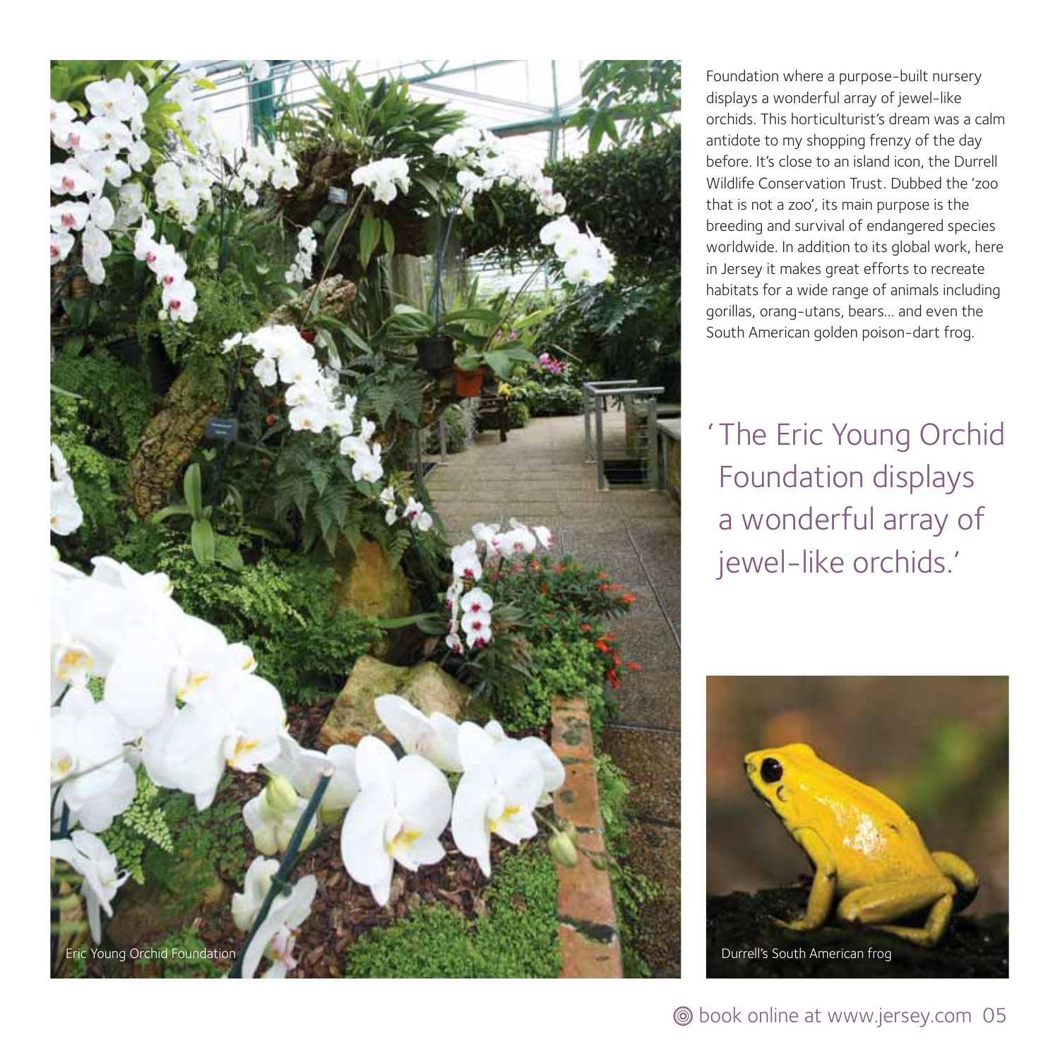Foundation where a purpose-built nursery displays a wonderful array of jewel-like orchids. This horticulturist's dream was a calm antidote to my shopping frenzy of the day before. It's close to an island icon, the Durrell Wildlife Conservation Trust. Dubbed the 'zoo that is not a zoo', its main purpose is the breeding and survival of endangered species worldwide. In addition to its global work, here in Jersey it makes great efforts to recreate habitats for a wide range of animals including gorillas, orang-utans, bears... and even the South American golden poison-dart frog.

> 'The Eric Young Orchid Foundation displays a wonderful array of jewel-like orchids.'

Eric Young Orchid Foundation

Durrell's South American frog

book online at www.jersey.com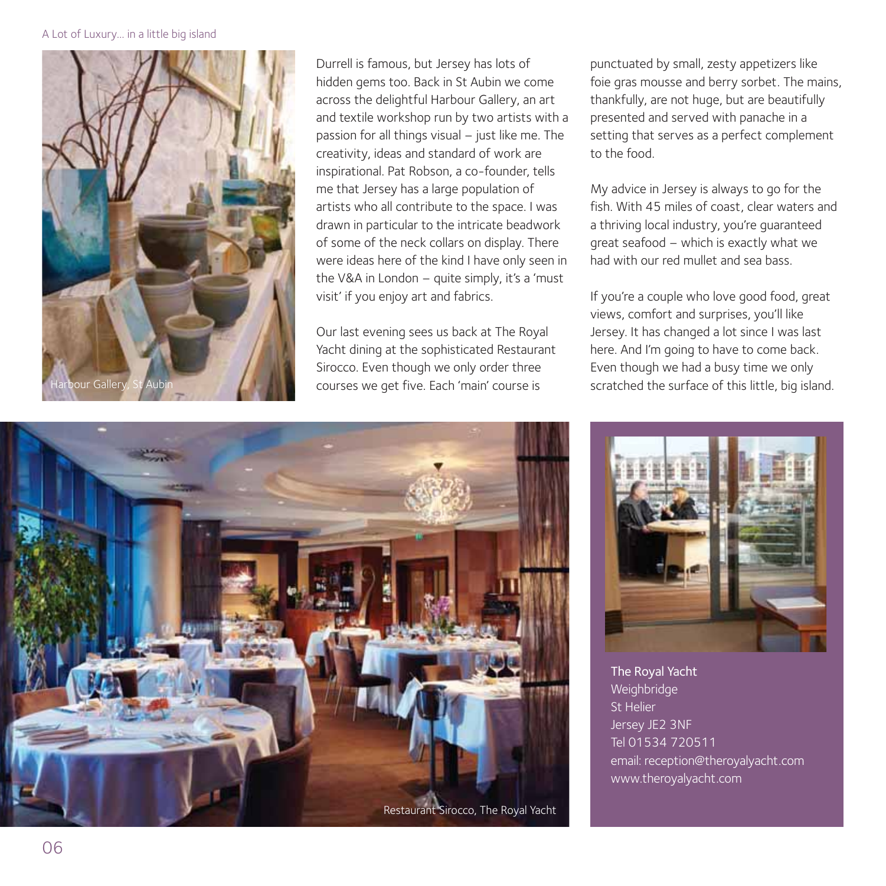Harbour Gallery, St Aubin

Durrell is famous, but Jersey has lots of hidden gems too. Back in St Aubin we come across the delightful Harbour Gallery, an art and textile workshop run by two artists with a passion for all things visual – just like me. The creativity, ideas and standard of work are inspirational. Pat Robson, a co-founder, tells me that Jersey has a large population of artists who all contribute to the space. I was drawn in particular to the intricate beadwork of some of the neck collars on display. There were ideas here of the kind I have only seen in the V&A in London – quite simply, it's a 'must visit' if you enjoy art and fabrics.

Our last evening sees us back at The Royal Yacht dining at the sophisticated Restaurant Sirocco. Even though we only order three courses we get five. Each 'main' course is punctuated by small, zesty appetizers like foie gras mousse and berry sorbet. The mains, thankfully, are not huge, but are beautifully presented and served with panache in a setting that serves as a perfect complement to the food.

My advice in Jersey is always to go for the fish. With 45 miles of coast, clear waters and a thriving local industry, you're guaranteed great seafood – which is exactly what we had with our red mullet and sea bass.

If you're a couple who love good food, great views, comfort and surprises, you'll like Jersey. It has changed a lot since I was last here. And I'm going to have to come back. Even though we had a busy time we only scratched the surface of this little, big island.

Restaurant Sirocco, The Royal Yacht

The Royal Yacht
Weighbridge
St Helier
Jersey JE2 3NF
Tel 01534 720511
email: reception@theroyalyacht.com
www.theroyalyacht.com